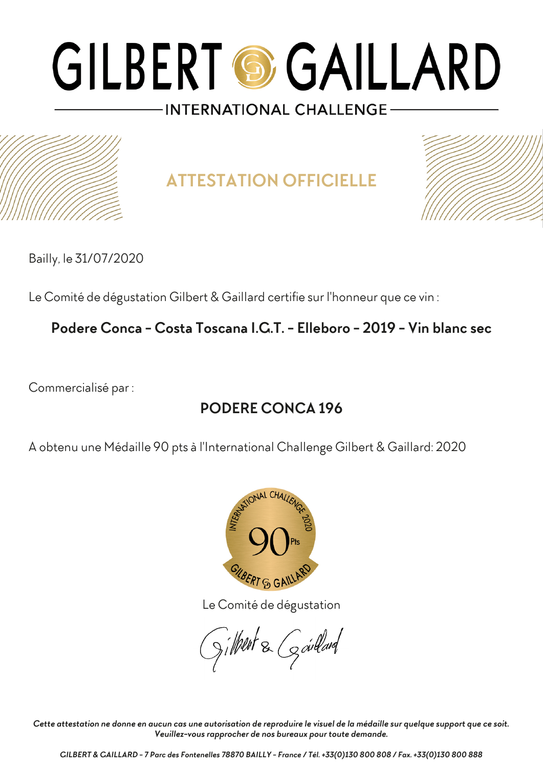# GILBERT & GAILLARD

## INTERNATIONAL CHALLENGE

## ATTESTATION OFFICIELLE

Bailly, le 31/07/2020

Le Comité de dégustation Gilbert & Gaillard certifie sur l'honneur que ce vin :

**Podere Conca - Costa Toscana I.G.T. - Elleboro - 2019 - Vin blanc sec**

Commercialisé par :

**PODERE CONCA 196**

A obtenu une Médaille 90 pts à l'International Challenge Gilbert & Gaillard: 2020

Le Comité de dégustation

*Cette attestation ne donne en aucun cas une autorisation de reproduire le visuel de la médaille sur quelque support que ce soit. Veuillez-vous rapprocher de nos bureaux pour toute demande.*

*GILBERT & GAILLARD - 7 Parc des Fontenelles 78870 BAILLY - France / Tél. +33(0)130 800 808 / Fax. +33(0)130 800 888*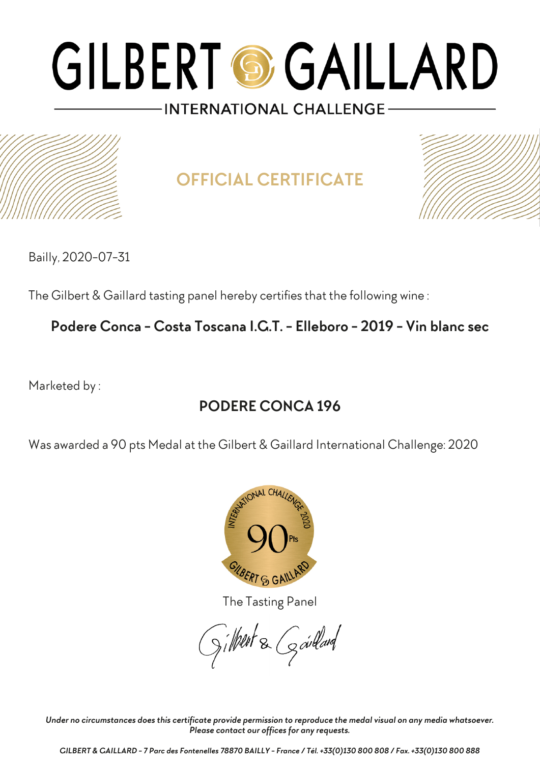# GILBERT & GAILLARD

INTERNATIONAL CHALLENGE

## OFFICIAL CERTIFICATE

Bailly, 2020-07-31

The Gilbert & Gaillard tasting panel hereby certifies that the following wine :

**Podere Conca - Costa Toscana I.G.T. - Elleboro - 2019 - Vin blanc sec**

Marketed by :

**PODERE CONCA 196**

Was awarded a 90 pts Medal at the Gilbert & Gaillard International Challenge: 2020

The Tasting Panel

Gilbert & Gaillard

*Under no circumstances does this certificate provide permission to reproduce the medal visual on any media whatsoever. Please contact our offices for any requests.*

*GILBERT & GAILLARD - 7 Parc des Fontenelles 78870 BAILLY - France / Tél. +33(0)130 800 808 / Fax. +33(0)130 800 888*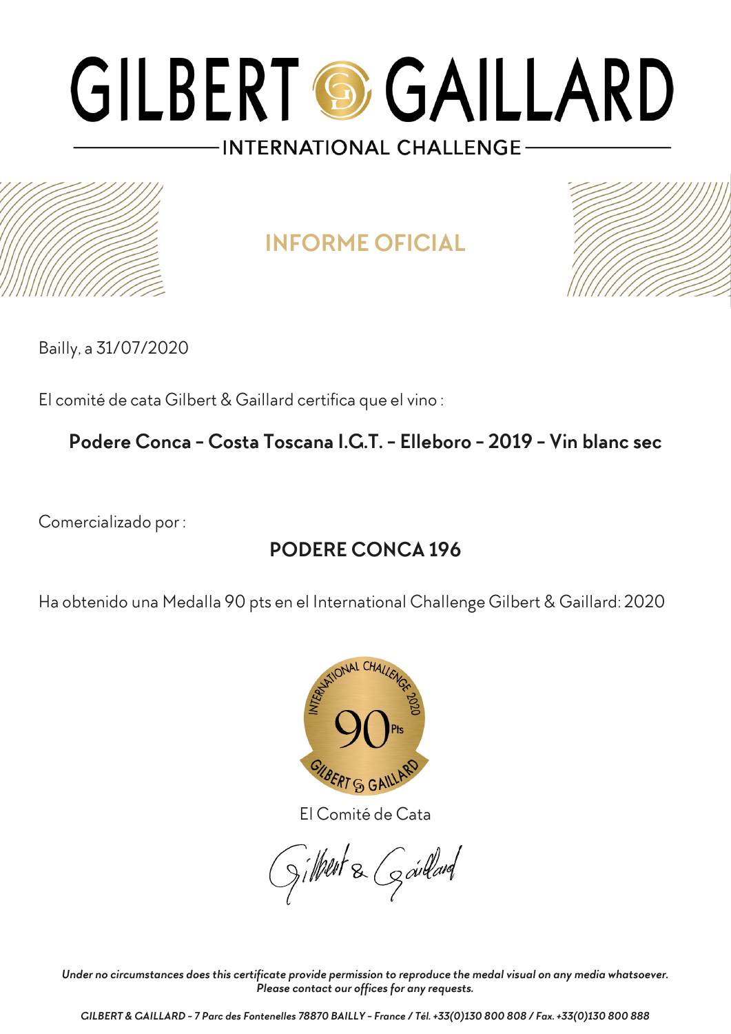# GILBERT GAILLARD

INTERNATIONAL CHALLENGE

## INFORME OFICIAL

Bailly, a 31/07/2020

El comité de cata Gilbert & Gaillard certifica que el vino :

**Podere Conca - Costa Toscana I.G.T. - Elleboro - 2019 - Vin blanc sec**

Comercializado por :

**PODERE CONCA 196**

Ha obtenido una Medalla 90 pts en el International Challenge Gilbert & Gaillard: 2020

El Comité de Cata

Gilbert & Gaillard

*Under no circumstances does this certificate provide permission to reproduce the medal visual on any media whatsoever. Please contact our offices for any requests.*

*GILBERT & GAILLARD - 7 Parc des Fontenelles 78870 BAILLY - France / Tél. +33(0)130 800 808 / Fax. +33(0)130 800 888*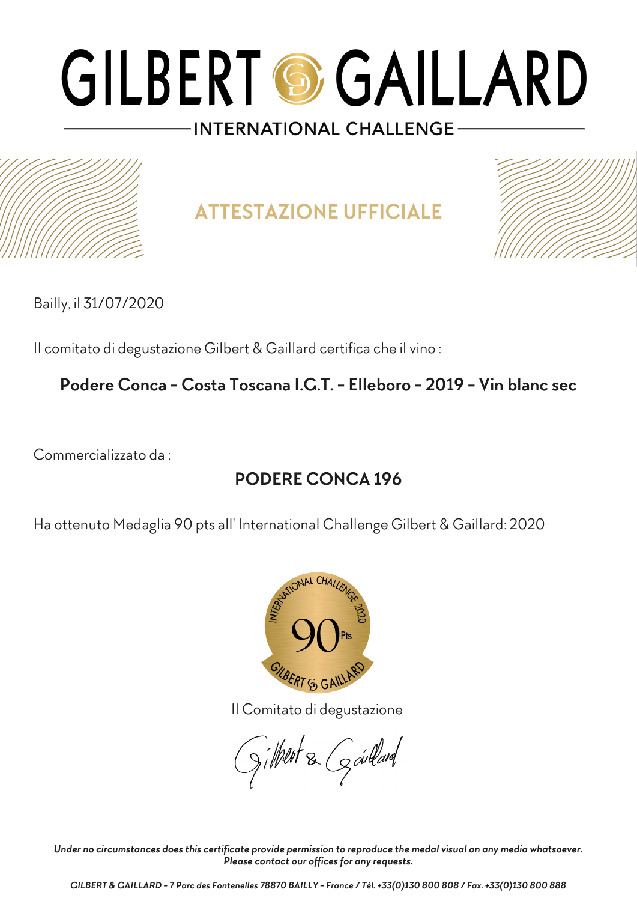# GILBERT & GAILLARD

INTERNATIONAL CHALLENGE

## ATTESTAZIONE UFFICIALE

Bailly, il 31/07/2020

Il comitato di degustazione Gilbert & Gaillard certifica che il vino :

**Podere Conca - Costa Toscana I.G.T. - Elleboro - 2019 - Vin blanc sec**

Commercializzato da :

**PODERE CONCA 196**

Ha ottenuto Medaglia 90 pts all' International Challenge Gilbert & Gaillard: 2020

INTERNATIONAL CHALLENGE 2020

90 Pts

GILBERT & GAILLARD

Il Comitato di degustazione

Gilbert & Gaillard

*Under no circumstances does this certificate provide permission to reproduce the medal visual on any media whatsoever.*
*Please contact our offices for any requests.*

*GILBERT & GAILLARD - 7 Parc des Fontenelles 78870 BAILLY - France / Tél. +33(0)130 800 808 / Fax. +33(0)130 800 888*